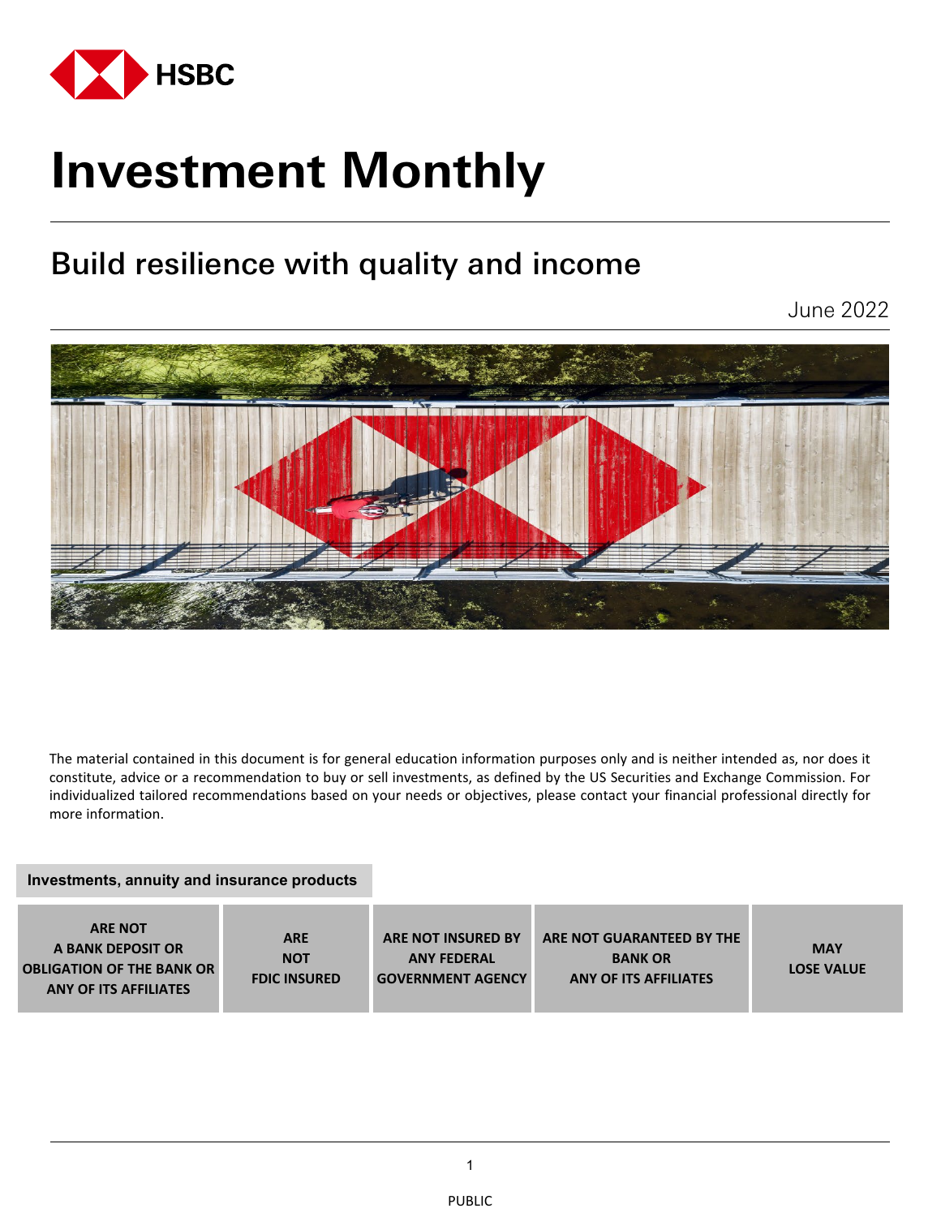# Investment Monthly

## Build resilience with quality and income

June 2022

The material contained in this document is for general education information purposes only and is neither intended as, nor does it constitute, advice or a recommendation to buy or sell investments, as defined by the US Securities and Exchange Commission. For individualized tailored recommendations based on your needs or objectives, please contact your financial professional directly for more information.

**Investments, annuity and insurance products**

| ARE NOT A BANK DEPOSIT OR OBLIGATION OF THE BANK OR ANY OF ITS AFFILIATES | ARE NOT FDIC INSURED | ARE NOT INSURED BY ANY FEDERAL GOVERNMENT AGENCY | ARE NOT GUARANTEED BY THE BANK OR ANY OF ITS AFFILIATES | MAY LOSE VALUE |
|---|---|---|---|---|

PUBLIC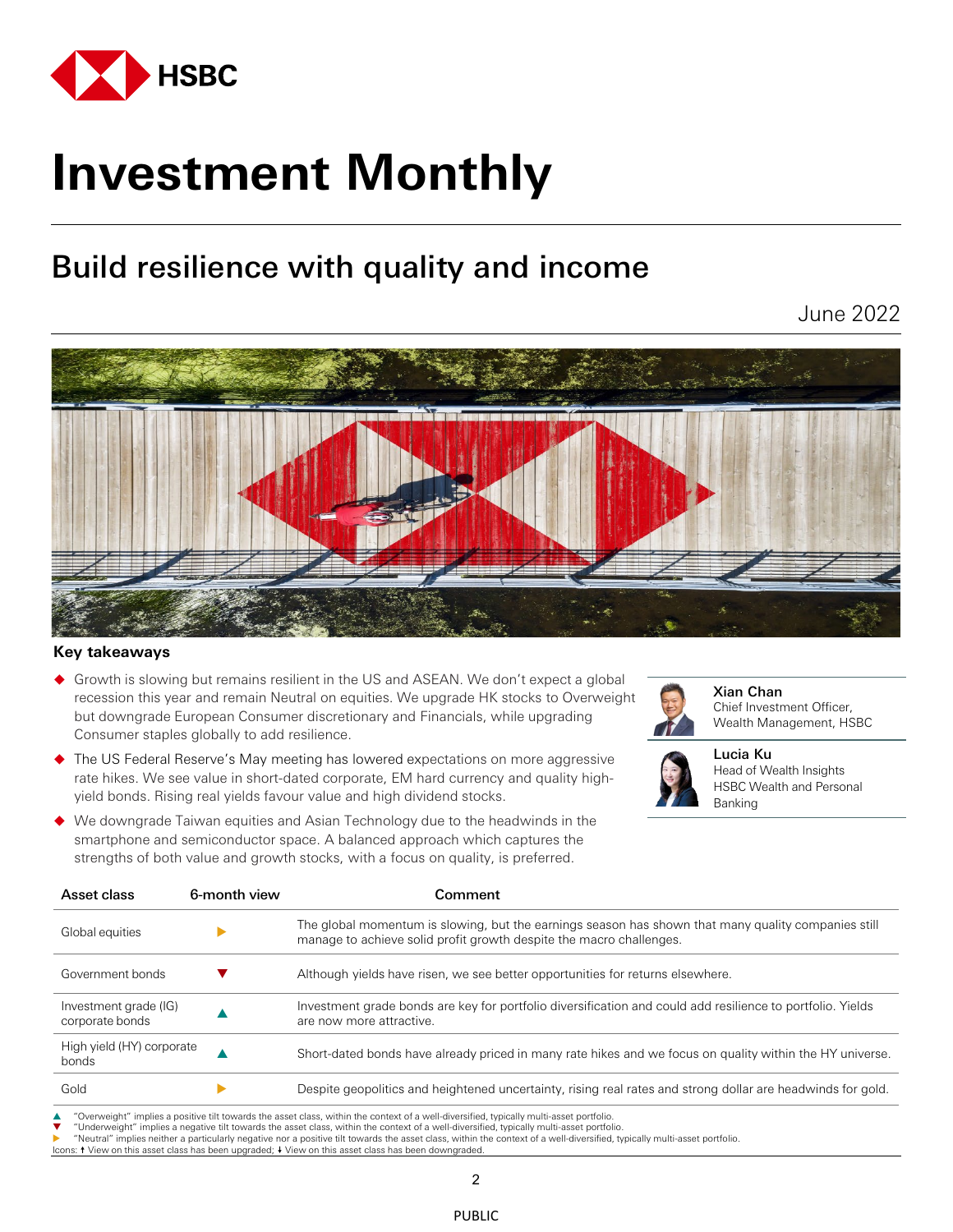HSBC

# Investment Monthly

## Build resilience with quality and income

June 2022

### Key takeaways

- Growth is slowing but remains resilient in the US and ASEAN. We don't expect a global recession this year and remain Neutral on equities. We upgrade HK stocks to Overweight but downgrade European Consumer discretionary and Financials, while upgrading Consumer staples globally to add resilience.
- The US Federal Reserve's May meeting has lowered expectations on more aggressive rate hikes. We see value in short-dated corporate, EM hard currency and quality high-yield bonds. Rising real yields favour value and high dividend stocks.
- We downgrade Taiwan equities and Asian Technology due to the headwinds in the smartphone and semiconductor space. A balanced approach which captures the strengths of both value and growth stocks, with a focus on quality, is preferred.

**Xian Chan**
Chief Investment Officer, Wealth Management, HSBC

**Lucia Ku**
Head of Wealth Insights
HSBC Wealth and Personal Banking

| Asset class | 6-month view | Comment |
|---|---|---|
| Global equities | ► | The global momentum is slowing, but the earnings season has shown that many quality companies still manage to achieve solid profit growth despite the macro challenges. |
| Government bonds | ▼ | Although yields have risen, we see better opportunities for returns elsewhere. |
| Investment grade (IG) corporate bonds | ▲ | Investment grade bonds are key for portfolio diversification and could add resilience to portfolio. Yields are now more attractive. |
| High yield (HY) corporate bonds | ▲ | Short-dated bonds have already priced in many rate hikes and we focus on quality within the HY universe. |
| Gold | ► | Despite geopolitics and heightened uncertainty, rising real rates and strong dollar are headwinds for gold. |

▲ "Overweight" implies a positive tilt towards the asset class, within the context of a well-diversified, typically multi-asset portfolio.
▼ "Underweight" implies a negative tilt towards the asset class, within the context of a well-diversified, typically multi-asset portfolio.
► "Neutral" implies neither a particularly negative nor a positive tilt towards the asset class, within the context of a well-diversified, typically multi-asset portfolio.
Icons: ↑ View on this asset class has been upgraded; ↓ View on this asset class has been downgraded.

PUBLIC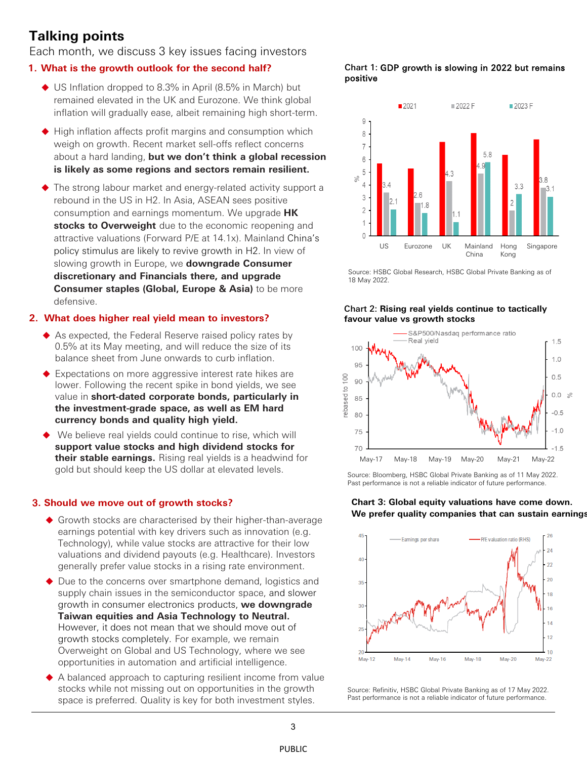# Talking points

Each month, we discuss 3 key issues facing investors

## 1. What is the growth outlook for the second half?

- US Inflation dropped to 8.3% in April (8.5% in March) but remained elevated in the UK and Eurozone. We think global inflation will gradually ease, albeit remaining high short-term.
- High inflation affects profit margins and consumption which weigh on growth. Recent market sell-offs reflect concerns about a hard landing, **but we don't think a global recession is likely as some regions and sectors remain resilient.**
- The strong labour market and energy-related activity support a rebound in the US in H2. In Asia, ASEAN sees positive consumption and earnings momentum. We upgrade **HK stocks to Overweight** due to the economic reopening and attractive valuations (Forward P/E at 14.1x). Mainland China's policy stimulus are likely to revive growth in H2. In view of slowing growth in Europe, we **downgrade Consumer discretionary and Financials there, and upgrade Consumer staples (Global, Europe & Asia)** to be more defensive.

**Chart 1: GDP growth is slowing in 2022 but remains positive**

| % | 2021 | 2022 F | 2023 F |
|---|---|---|---|
| US | | 3.4 | 2.1 |
| Eurozone | | 2.6 | 1.8 |
| UK | | 4.3 | 1.1 |
| Mainland China | | 4.9 | 5.8 |
| Hong Kong | | 2 | 3.3 |
| Singapore | | 3.8 | 3.1 |

Source: HSBC Global Research, HSBC Global Private Banking as of 18 May 2022.

## 2. What does higher real yield mean to investors?

- As expected, the Federal Reserve raised policy rates by 0.5% at its May meeting, and will reduce the size of its balance sheet from June onwards to curb inflation.
- Expectations on more aggressive interest rate hikes are lower. Following the recent spike in bond yields, we see value in **short-dated corporate bonds, particularly in the investment-grade space, as well as EM hard currency bonds and quality high yield.**
- We believe real yields could continue to rise, which will **support value stocks and high dividend stocks for their stable earnings.** Rising real yields is a headwind for gold but should keep the US dollar at elevated levels.

**Chart 2: Rising real yields continue to tactically favour value vs growth stocks**

Source: Bloomberg, HSBC Global Private Banking as of 11 May 2022. Past performance is not a reliable indicator of future performance.

## 3. Should we move out of growth stocks?

- Growth stocks are characterised by their higher-than-average earnings potential with key drivers such as innovation (e.g. Technology), while value stocks are attractive for their low valuations and dividend payouts (e.g. Healthcare). Investors generally prefer value stocks in a rising rate environment.
- Due to the concerns over smartphone demand, logistics and supply chain issues in the semiconductor space, and slower growth in consumer electronics products, **we downgrade Taiwan equities and Asia Technology to Neutral.** However, it does not mean that we should move out of growth stocks completely. For example, we remain Overweight on Global and US Technology, where we see opportunities in automation and artificial intelligence.
- A balanced approach to capturing resilient income from value stocks while not missing out on opportunities in the growth space is preferred. Quality is key for both investment styles.

**Chart 3: Global equity valuations have come down. We prefer quality companies that can sustain earnings**

Source: Refinitiv, HSBC Global Private Banking as of 17 May 2022. Past performance is not a reliable indicator of future performance.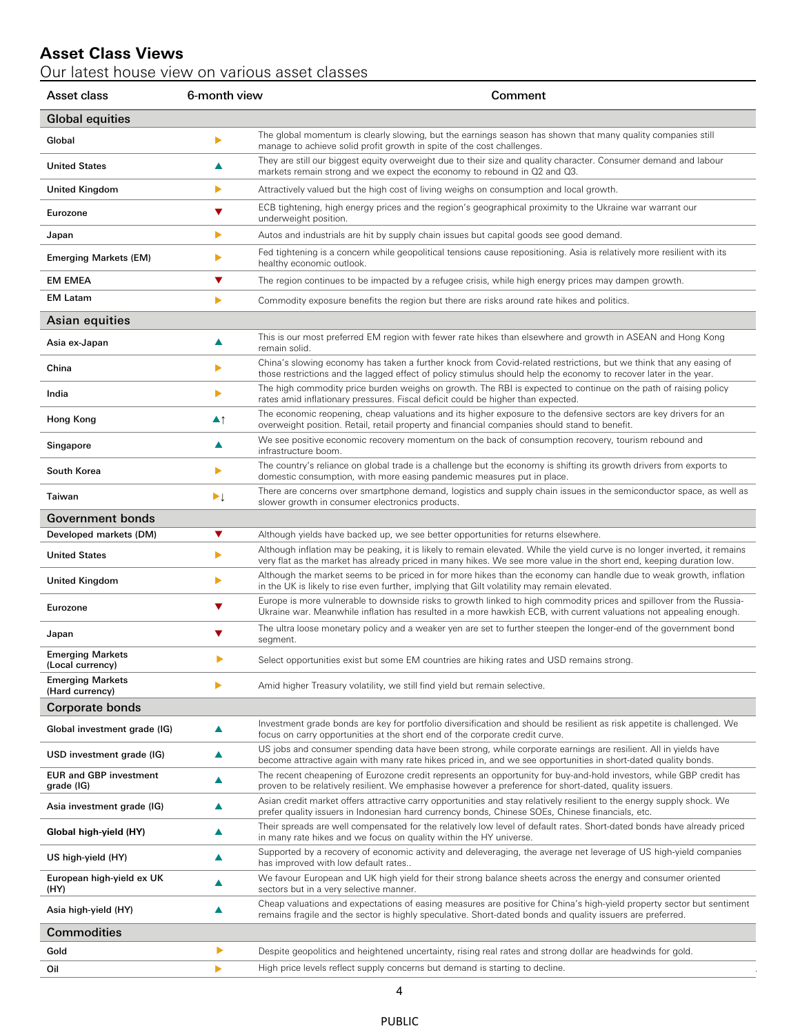## Asset Class Views

Our latest house view on various asset classes

| Asset class | 6-month view | Comment |
|---|---|---|
| **Global equities** | | |
| Global | ▶ | The global momentum is clearly slowing, but the earnings season has shown that many quality companies still manage to achieve solid profit growth in spite of the cost challenges. |
| United States | ▲ | They are still our biggest equity overweight due to their size and quality character. Consumer demand and labour markets remain strong and we expect the economy to rebound in Q2 and Q3. |
| United Kingdom | ▶ | Attractively valued but the high cost of living weighs on consumption and local growth. |
| Eurozone | ▼ | ECB tightening, high energy prices and the region's geographical proximity to the Ukraine war warrant our underweight position. |
| Japan | ▶ | Autos and industrials are hit by supply chain issues but capital goods see good demand. |
| Emerging Markets (EM) | ▶ | Fed tightening is a concern while geopolitical tensions cause repositioning. Asia is relatively more resilient with its healthy economic outlook. |
| EM EMEA | ▼ | The region continues to be impacted by a refugee crisis, while high energy prices may dampen growth. |
| EM Latam | ▶ | Commodity exposure benefits the region but there are risks around rate hikes and politics. |
| **Asian equities** | | |
| Asia ex-Japan | ▲ | This is our most preferred EM region with fewer rate hikes than elsewhere and growth in ASEAN and Hong Kong remain solid. |
| China | ▶ | China's slowing economy has taken a further knock from Covid-related restrictions, but we think that any easing of those restrictions and the lagged effect of policy stimulus should help the economy to recover later in the year. |
| India | ▶ | The high commodity price burden weighs on growth. The RBI is expected to continue on the path of raising policy rates amid inflationary pressures. Fiscal deficit could be higher than expected. |
| Hong Kong | ▲↑ | The economic reopening, cheap valuations and its higher exposure to the defensive sectors are key drivers for an overweight position. Retail, retail property and financial companies should stand to benefit. |
| Singapore | ▲ | We see positive economic recovery momentum on the back of consumption recovery, tourism rebound and infrastructure boom. |
| South Korea | ▶ | The country's reliance on global trade is a challenge but the economy is shifting its growth drivers from exports to domestic consumption, with more easing pandemic measures put in place. |
| Taiwan | ▶↓ | There are concerns over smartphone demand, logistics and supply chain issues in the semiconductor space, as well as slower growth in consumer electronics products. |
| **Government bonds** | | |
| Developed markets (DM) | ▼ | Although yields have backed up, we see better opportunities for returns elsewhere. |
| United States | ▶ | Although inflation may be peaking, it is likely to remain elevated. While the yield curve is no longer inverted, it remains very flat as the market has already priced in many hikes. We see more value in the short end, keeping duration low. |
| United Kingdom | ▶ | Although the market seems to be priced in for more hikes than the economy can handle due to weak growth, inflation in the UK is likely to rise even further, implying that Gilt volatility may remain elevated. |
| Eurozone | ▼ | Europe is more vulnerable to downside risks to growth linked to high commodity prices and spillover from the Russia-Ukraine war. Meanwhile inflation has resulted in a more hawkish ECB, with current valuations not appealing enough. |
| Japan | ▼ | The ultra loose monetary policy and a weaker yen are set to further steepen the longer-end of the government bond segment. |
| Emerging Markets (Local currency) | ▶ | Select opportunities exist but some EM countries are hiking rates and USD remains strong. |
| Emerging Markets (Hard currency) | ▶ | Amid higher Treasury volatility, we still find yield but remain selective. |
| **Corporate bonds** | | |
| Global investment grade (IG) | ▲ | Investment grade bonds are key for portfolio diversification and should be resilient as risk appetite is challenged. We focus on carry opportunities at the short end of the corporate credit curve. |
| USD investment grade (IG) | ▲ | US jobs and consumer spending data have been strong, while corporate earnings are resilient. All in yields have become attractive again with many rate hikes priced in, and we see opportunities in short-dated quality bonds. |
| EUR and GBP investment grade (IG) | ▲ | The recent cheapening of Eurozone credit represents an opportunity for buy-and-hold investors, while GBP credit has proven to be relatively resilient. We emphasise however a preference for short-dated, quality issuers. |
| Asia investment grade (IG) | ▲ | Asian credit market offers attractive carry opportunities and stay relatively resilient to the energy supply shock. We prefer quality issuers in Indonesian hard currency bonds, Chinese SOEs, Chinese financials, etc. |
| Global high-yield (HY) | ▲ | Their spreads are well compensated for the relatively low level of default rates. Short-dated bonds have already priced in many rate hikes and we focus on quality within the HY universe. |
| US high-yield (HY) | ▲ | Supported by a recovery of economic activity and deleveraging, the average net leverage of US high-yield companies has improved with low default rates.. |
| European high-yield ex UK (HY) | ▲ | We favour European and UK high yield for their strong balance sheets across the energy and consumer oriented sectors but in a very selective manner. |
| Asia high-yield (HY) | ▲ | Cheap valuations and expectations of easing measures are positive for China's high-yield property sector but sentiment remains fragile and the sector is highly speculative. Short-dated bonds and quality issuers are preferred. |
| **Commodities** | | |
| Gold | ▶ | Despite geopolitics and heightened uncertainty, rising real rates and strong dollar are headwinds for gold. |
| Oil | ▶ | High price levels reflect supply concerns but demand is starting to decline. |

PUBLIC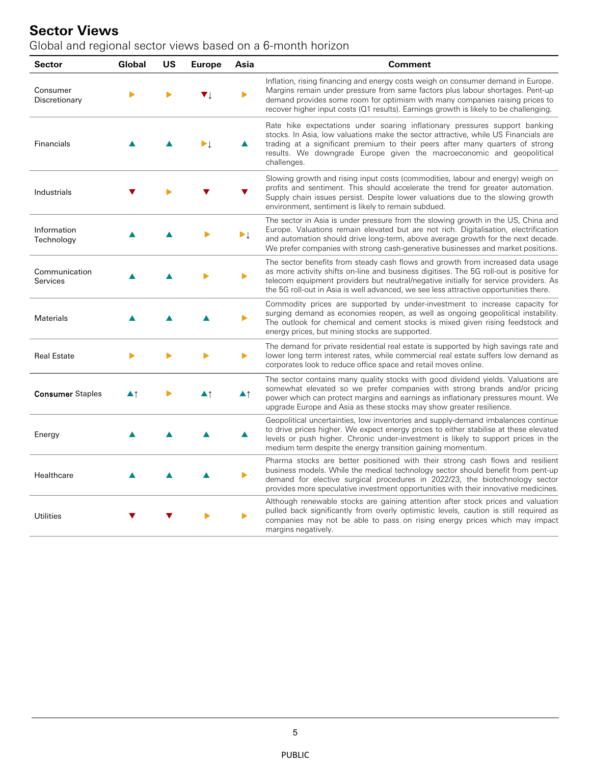# Sector Views

Global and regional sector views based on a 6-month horizon

| Sector | Global | US | Europe | Asia | Comment |
|---|---|---|---|---|---|
| Consumer Discretionary | ► | ► | ▼↓ | ► | Inflation, rising financing and energy costs weigh on consumer demand in Europe. Margins remain under pressure from same factors plus labour shortages. Pent-up demand provides some room for optimism with many companies raising prices to recover higher input costs (Q1 results). Earnings growth is likely to be challenging. |
| Financials | ▲ | ▲ | ►↓ | ▲ | Rate hike expectations under soaring inflationary pressures support banking stocks. In Asia, low valuations make the sector attractive, while US Financials are trading at a significant premium to their peers after many quarters of strong results. We downgrade Europe given the macroeconomic and geopolitical challenges. |
| Industrials | ▼ | ► | ▼ | ▼ | Slowing growth and rising input costs (commodities, labour and energy) weigh on profits and sentiment. This should accelerate the trend for greater automation. Supply chain issues persist. Despite lower valuations due to the slowing growth environment, sentiment is likely to remain subdued. |
| Information Technology | ▲ | ▲ | ► | ►↓ | The sector in Asia is under pressure from the slowing growth in the US, China and Europe. Valuations remain elevated but are not rich. Digitalisation, electrification and automation should drive long-term, above average growth for the next decade. We prefer companies with strong cash-generative businesses and market positions. |
| Communication Services | ▲ | ▲ | ► | ► | The sector benefits from steady cash flows and growth from increased data usage as more activity shifts on-line and business digitises. The 5G roll-out is positive for telecom equipment providers but neutral/negative initially for service providers. As the 5G roll-out in Asia is well advanced, we see less attractive opportunities there. |
| Materials | ▲ | ▲ | ▲ | ► | Commodity prices are supported by under-investment to increase capacity for surging demand as economies reopen, as well as ongoing geopolitical instability. The outlook for chemical and cement stocks is mixed given rising feedstock and energy prices, but mining stocks are supported. |
| Real Estate | ► | ► | ► | ► | The demand for private residential real estate is supported by high savings rate and lower long term interest rates, while commercial real estate suffers low demand as corporates look to reduce office space and retail moves online. |
| Consumer Staples | ▲↑ | ► | ▲↑ | ▲↑ | The sector contains many quality stocks with good dividend yields. Valuations are somewhat elevated so we prefer companies with strong brands and/or pricing power which can protect margins and earnings as inflationary pressures mount. We upgrade Europe and Asia as these stocks may show greater resilience. |
| Energy | ▲ | ▲ | ▲ | ▲ | Geopolitical uncertainties, low inventories and supply-demand imbalances continue to drive prices higher. We expect energy prices to either stabilise at these elevated levels or push higher. Chronic under-investment is likely to support prices in the medium term despite the energy transition gaining momentum. |
| Healthcare | ▲ | ▲ | ▲ | ► | Pharma stocks are better positioned with their strong cash flows and resilient business models. While the medical technology sector should benefit from pent-up demand for elective surgical procedures in 2022/23, the biotechnology sector provides more speculative investment opportunities with their innovative medicines. |
| Utilities | ▼ | ▼ | ► | ► | Although renewable stocks are gaining attention after stock prices and valuation pulled back significantly from overly optimistic levels, caution is still required as companies may not be able to pass on rising energy prices which may impact margins negatively. |

PUBLIC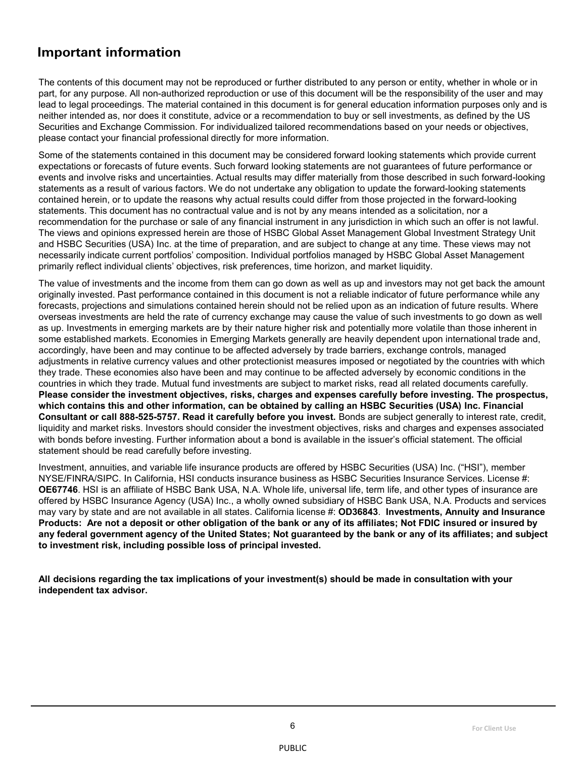# Important information

The contents of this document may not be reproduced or further distributed to any person or entity, whether in whole or in part, for any purpose. All non-authorized reproduction or use of this document will be the responsibility of the user and may lead to legal proceedings. The material contained in this document is for general education information purposes only and is neither intended as, nor does it constitute, advice or a recommendation to buy or sell investments, as defined by the US Securities and Exchange Commission. For individualized tailored recommendations based on your needs or objectives, please contact your financial professional directly for more information.

Some of the statements contained in this document may be considered forward looking statements which provide current expectations or forecasts of future events. Such forward looking statements are not guarantees of future performance or events and involve risks and uncertainties. Actual results may differ materially from those described in such forward-looking statements as a result of various factors. We do not undertake any obligation to update the forward-looking statements contained herein, or to update the reasons why actual results could differ from those projected in the forward-looking statements. This document has no contractual value and is not by any means intended as a solicitation, nor a recommendation for the purchase or sale of any financial instrument in any jurisdiction in which such an offer is not lawful. The views and opinions expressed herein are those of HSBC Global Asset Management Global Investment Strategy Unit and HSBC Securities (USA) Inc. at the time of preparation, and are subject to change at any time. These views may not necessarily indicate current portfolios' composition. Individual portfolios managed by HSBC Global Asset Management primarily reflect individual clients' objectives, risk preferences, time horizon, and market liquidity.

The value of investments and the income from them can go down as well as up and investors may not get back the amount originally invested. Past performance contained in this document is not a reliable indicator of future performance while any forecasts, projections and simulations contained herein should not be relied upon as an indication of future results. Where overseas investments are held the rate of currency exchange may cause the value of such investments to go down as well as up. Investments in emerging markets are by their nature higher risk and potentially more volatile than those inherent in some established markets. Economies in Emerging Markets generally are heavily dependent upon international trade and, accordingly, have been and may continue to be affected adversely by trade barriers, exchange controls, managed adjustments in relative currency values and other protectionist measures imposed or negotiated by the countries with which they trade. These economies also have been and may continue to be affected adversely by economic conditions in the countries in which they trade. Mutual fund investments are subject to market risks, read all related documents carefully. **Please consider the investment objectives, risks, charges and expenses carefully before investing. The prospectus, which contains this and other information, can be obtained by calling an HSBC Securities (USA) Inc. Financial Consultant or call 888-525-5757. Read it carefully before you invest.** Bonds are subject generally to interest rate, credit, liquidity and market risks. Investors should consider the investment objectives, risks and charges and expenses associated with bonds before investing. Further information about a bond is available in the issuer's official statement. The official statement should be read carefully before investing.

Investment, annuities, and variable life insurance products are offered by HSBC Securities (USA) Inc. ("HSI"), member NYSE/FINRA/SIPC. In California, HSI conducts insurance business as HSBC Securities Insurance Services. License #: **OE67746**. HSI is an affiliate of HSBC Bank USA, N.A. Whole life, universal life, term life, and other types of insurance are offered by HSBC Insurance Agency (USA) Inc., a wholly owned subsidiary of HSBC Bank USA, N.A. Products and services may vary by state and are not available in all states. California license #: **OD36843**. **Investments, Annuity and Insurance Products: Are not a deposit or other obligation of the bank or any of its affiliates; Not FDIC insured or insured by any federal government agency of the United States; Not guaranteed by the bank or any of its affiliates; and subject to investment risk, including possible loss of principal invested.**

**All decisions regarding the tax implications of your investment(s) should be made in consultation with your independent tax advisor.**